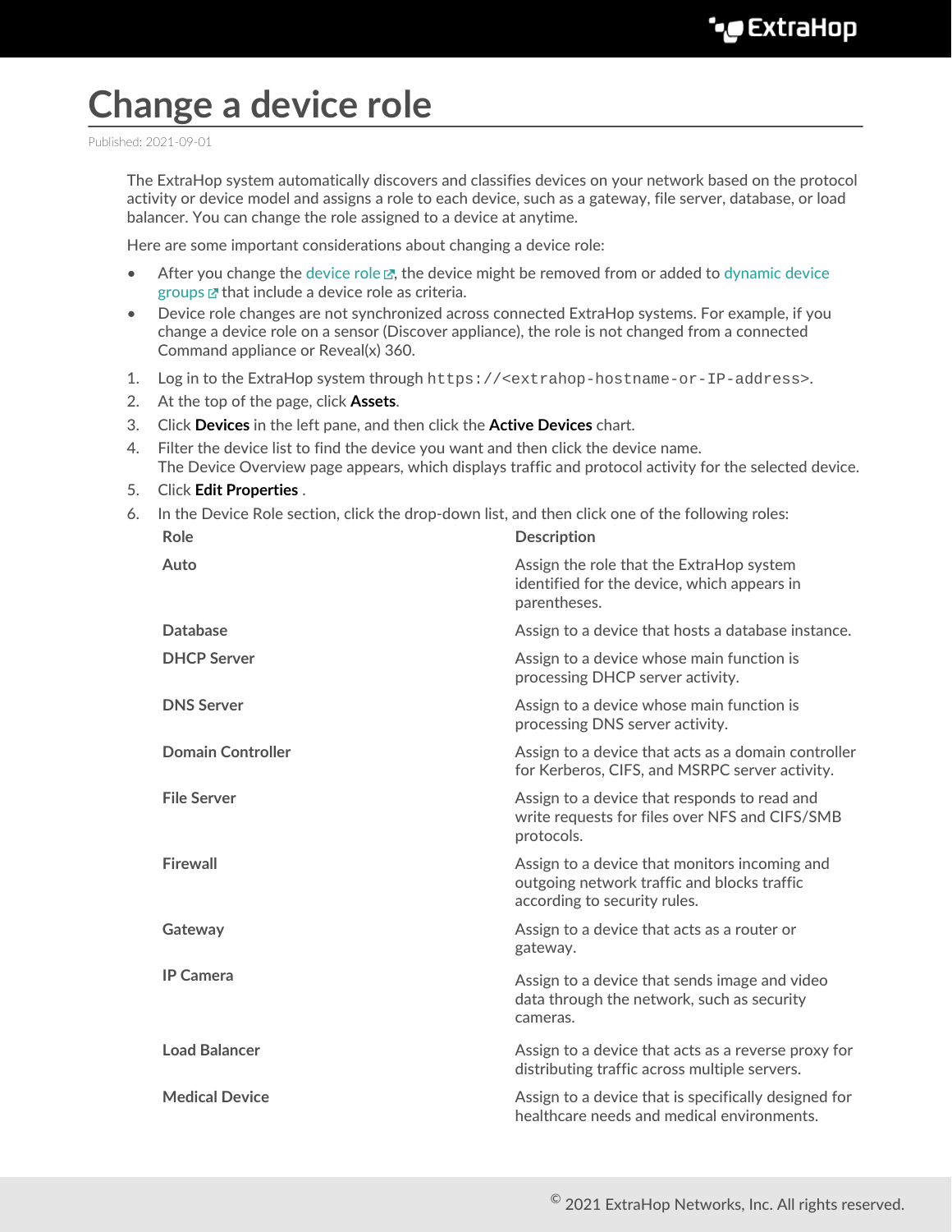# Change a device role

Published: 2021-09-01

The ExtraHop system automatically discovers and classifies devices on your network based on the protocol activity or device model and assigns a role to each device, such as a gateway, file server, database, or load balancer. You can change the role assigned to a device at anytime.

Here are some important considerations about changing a device role:

- After you change the device role, the device might be removed from or added to dynamic device groups that include a device role as criteria.
- Device role changes are not synchronized across connected ExtraHop systems. For example, if you change a device role on a sensor (Discover appliance), the role is not changed from a connected Command appliance or Reveal(x) 360.

1. Log in to the ExtraHop system through `https://<extrahop-hostname-or-IP-address>`.
2. At the top of the page, click **Assets**.
3. Click **Devices** in the left pane, and then click the **Active Devices** chart.
4. Filter the device list to find the device you want and then click the device name.
   The Device Overview page appears, which displays traffic and protocol activity for the selected device.
5. Click **Edit Properties** .
6. In the Device Role section, click the drop-down list, and then click one of the following roles:

| Role | Description |
| --- | --- |
| **Auto** | Assign the role that the ExtraHop system identified for the device, which appears in parentheses. |
| **Database** | Assign to a device that hosts a database instance. |
| **DHCP Server** | Assign to a device whose main function is processing DHCP server activity. |
| **DNS Server** | Assign to a device whose main function is processing DNS server activity. |
| **Domain Controller** | Assign to a device that acts as a domain controller for Kerberos, CIFS, and MSRPC server activity. |
| **File Server** | Assign to a device that responds to read and write requests for files over NFS and CIFS/SMB protocols. |
| **Firewall** | Assign to a device that monitors incoming and outgoing network traffic and blocks traffic according to security rules. |
| **Gateway** | Assign to a device that acts as a router or gateway. |
| **IP Camera** | Assign to a device that sends image and video data through the network, such as security cameras. |
| **Load Balancer** | Assign to a device that acts as a reverse proxy for distributing traffic across multiple servers. |
| **Medical Device** | Assign to a device that is specifically designed for healthcare needs and medical environments. |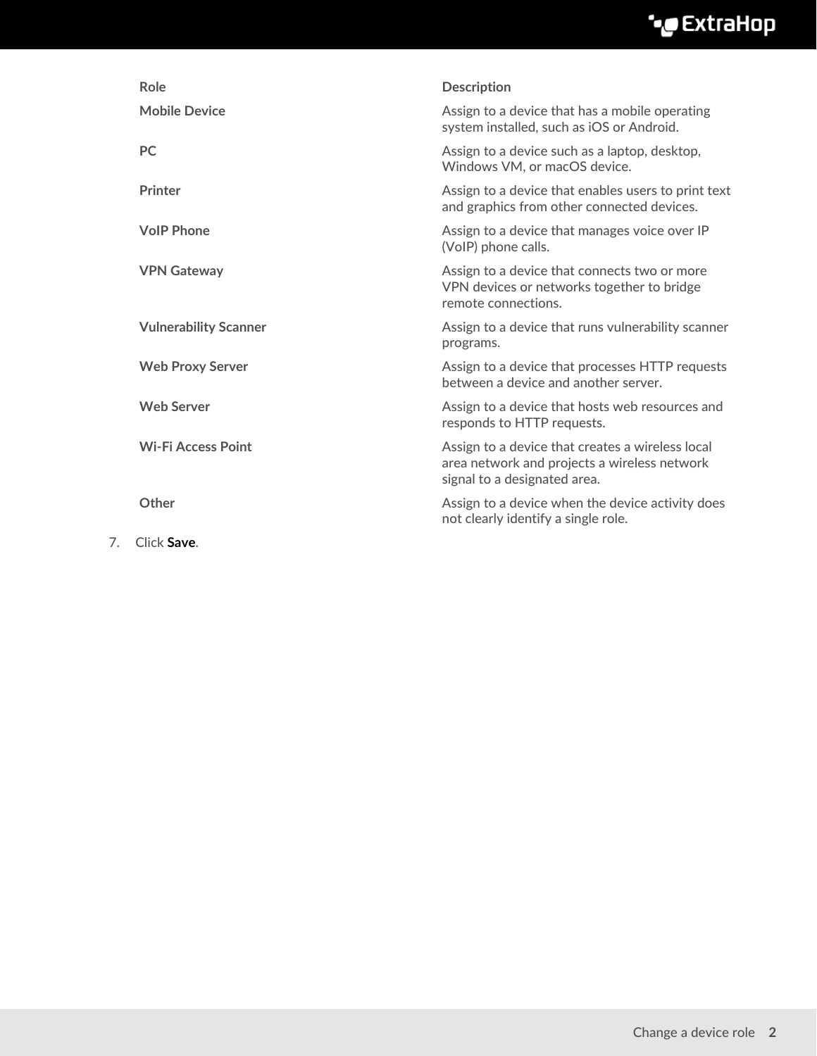| Role | Description |
| --- | --- |
| **Mobile Device** | Assign to a device that has a mobile operating system installed, such as iOS or Android. |
| **PC** | Assign to a device such as a laptop, desktop, Windows VM, or macOS device. |
| **Printer** | Assign to a device that enables users to print text and graphics from other connected devices. |
| **VoIP Phone** | Assign to a device that manages voice over IP (VoIP) phone calls. |
| **VPN Gateway** | Assign to a device that connects two or more VPN devices or networks together to bridge remote connections. |
| **Vulnerability Scanner** | Assign to a device that runs vulnerability scanner programs. |
| **Web Proxy Server** | Assign to a device that processes HTTP requests between a device and another server. |
| **Web Server** | Assign to a device that hosts web resources and responds to HTTP requests. |
| **Wi-Fi Access Point** | Assign to a device that creates a wireless local area network and projects a wireless network signal to a designated area. |
| **Other** | Assign to a device when the device activity does not clearly identify a single role. |

7. Click **Save**.